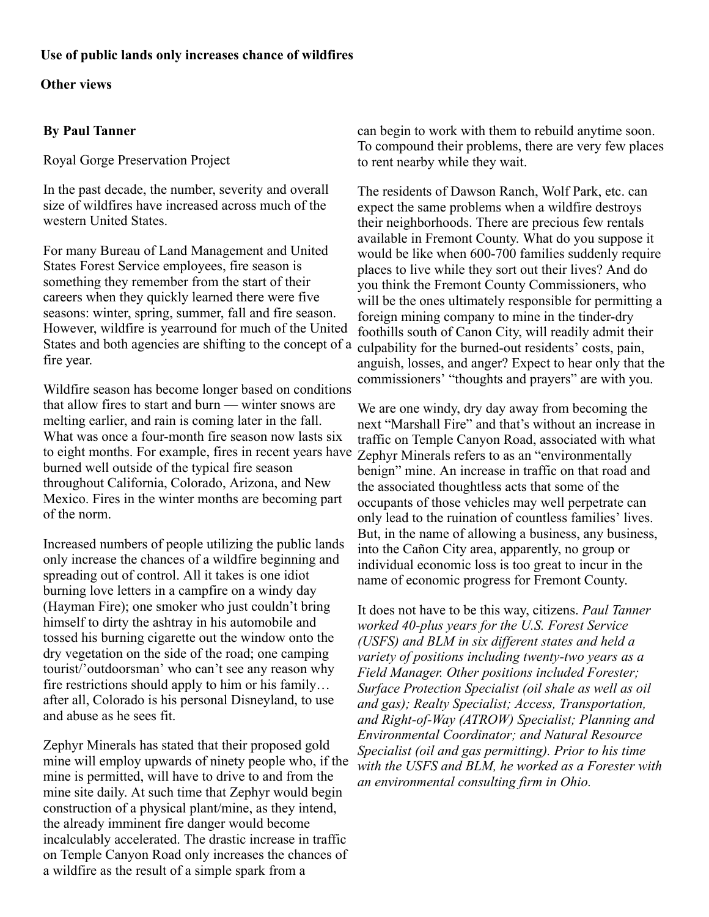**Use of public lands only increases chance of wildfires**

**Other views**

**By Paul Tanner**

Royal Gorge Preservation Project

In the past decade, the number, severity and overall size of wildfires have increased across much of the western United States.

For many Bureau of Land Management and United States Forest Service employees, fire season is something they remember from the start of their careers when they quickly learned there were five seasons: winter, spring, summer, fall and fire season. However, wildfire is yearround for much of the United States and both agencies are shifting to the concept of a fire year.

Wildfire season has become longer based on conditions that allow fires to start and burn — winter snows are melting earlier, and rain is coming later in the fall. What was once a four-month fire season now lasts six to eight months. For example, fires in recent years have burned well outside of the typical fire season throughout California, Colorado, Arizona, and New Mexico. Fires in the winter months are becoming part of the norm.

Increased numbers of people utilizing the public lands only increase the chances of a wildfire beginning and spreading out of control. All it takes is one idiot burning love letters in a campfire on a windy day (Hayman Fire); one smoker who just couldn't bring himself to dirty the ashtray in his automobile and tossed his burning cigarette out the window onto the dry vegetation on the side of the road; one camping tourist/'outdoorsman' who can't see any reason why fire restrictions should apply to him or his family… after all, Colorado is his personal Disneyland, to use and abuse as he sees fit.

Zephyr Minerals has stated that their proposed gold mine will employ upwards of ninety people who, if the mine is permitted, will have to drive to and from the mine site daily. At such time that Zephyr would begin construction of a physical plant/mine, as they intend, the already imminent fire danger would become incalculably accelerated. The drastic increase in traffic on Temple Canyon Road only increases the chances of a wildfire as the result of a simple spark from a can begin to work with them to rebuild anytime soon. To compound their problems, there are very few places to rent nearby while they wait.

The residents of Dawson Ranch, Wolf Park, etc. can expect the same problems when a wildfire destroys their neighborhoods. There are precious few rentals available in Fremont County. What do you suppose it would be like when 600-700 families suddenly require places to live while they sort out their lives? And do you think the Fremont County Commissioners, who will be the ones ultimately responsible for permitting a foreign mining company to mine in the tinder-dry foothills south of Canon City, will readily admit their culpability for the burned-out residents' costs, pain, anguish, losses, and anger? Expect to hear only that the commissioners' "thoughts and prayers" are with you.

We are one windy, dry day away from becoming the next "Marshall Fire" and that's without an increase in traffic on Temple Canyon Road, associated with what Zephyr Minerals refers to as an "environmentally benign" mine. An increase in traffic on that road and the associated thoughtless acts that some of the occupants of those vehicles may well perpetrate can only lead to the ruination of countless families' lives. But, in the name of allowing a business, any business, into the Cañon City area, apparently, no group or individual economic loss is too great to incur in the name of economic progress for Fremont County.

It does not have to be this way, citizens. *Paul Tanner worked 40-plus years for the U.S. Forest Service (USFS) and BLM in six different states and held a variety of positions including twenty-two years as a Field Manager. Other positions included Forester; Surface Protection Specialist (oil shale as well as oil and gas); Realty Specialist; Access, Transportation, and Right-of-Way (ATROW) Specialist; Planning and Environmental Coordinator; and Natural Resource Specialist (oil and gas permitting). Prior to his time with the USFS and BLM, he worked as a Forester with an environmental consulting firm in Ohio.*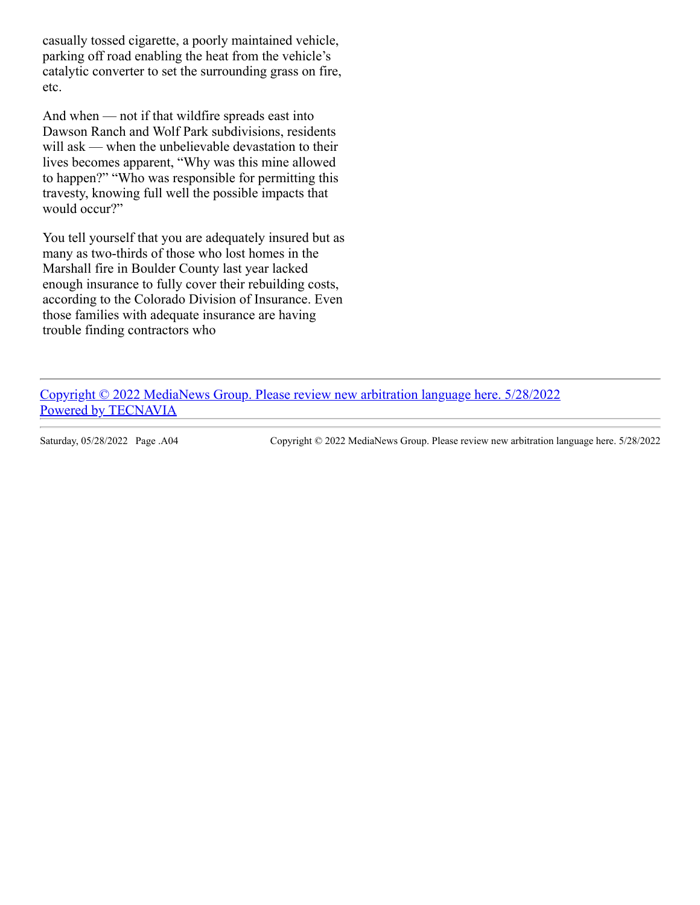casually tossed cigarette, a poorly maintained vehicle, parking off road enabling the heat from the vehicle's catalytic converter to set the surrounding grass on fire, etc.

And when — not if that wildfire spreads east into Dawson Ranch and Wolf Park subdivisions, residents will ask — when the unbelievable devastation to their lives becomes apparent, "Why was this mine allowed to happen?" "Who was responsible for permitting this travesty, knowing full well the possible impacts that would occur?"

You tell yourself that you are adequately insured but as many as two-thirds of those who lost homes in the Marshall fire in Boulder County last year lacked enough insurance to fully cover their rebuilding costs, according to the Colorado Division of Insurance. Even those families with adequate insurance are having trouble finding contractors who